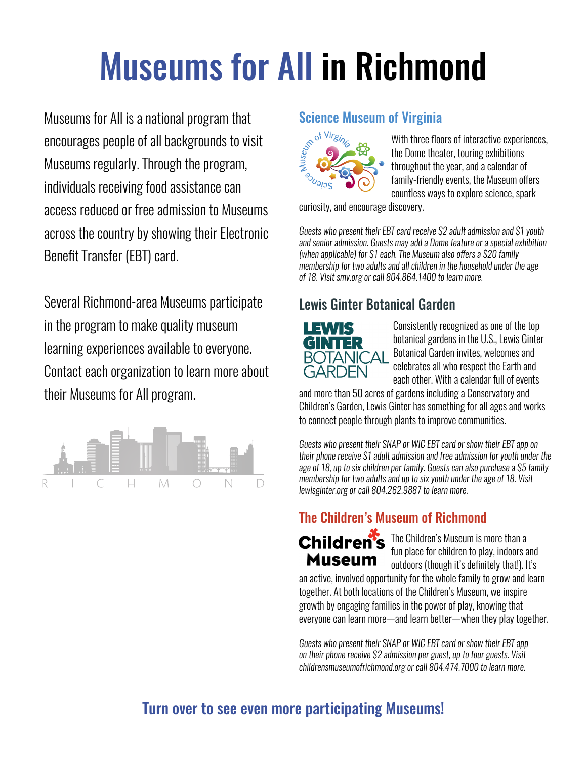# Museums for All in Richmond

Museums for All is a national program that encourages people of all backgrounds to visit Museums regularly. Through the program, individuals receiving food assistance can access reduced or free admission to Museums across the country by showing their Electronic Benefit Transfer (EBT) card.

Several Richmond-area Museums participate in the program to make quality museum learning experiences available to everyone. Contact each organization to learn more about their Museums for All program.

## Science Museum of Virginia

With three floors of interactive experiences, the Dome theater, touring exhibitions throughout the year, and a calendar of family-friendly events, the Museum offers countless ways to explore science, spark curiosity, and encourage discovery.

*Guests who present their EBT card receive $2 adult admission and $1 youth and senior admission. Guests may add a Dome feature or a special exhibition (when applicable) for $1 each. The Museum also offers a $20 family membership for two adults and all children in the household under the age of 18. Visit smv.org or call 804.864.1400 to learn more.*

## Lewis Ginter Botanical Garden

Consistently recognized as one of the top botanical gardens in the U.S., Lewis Ginter Botanical Garden invites, welcomes and celebrates all who respect the Earth and each other. With a calendar full of events and more than 50 acres of gardens including a Conservatory and Children's Garden, Lewis Ginter has something for all ages and works to connect people through plants to improve communities.

*Guests who present their SNAP or WIC EBT card or show their EBT app on their phone receive $1 adult admission and free admission for youth under the age of 18, up to six children per family. Guests can also purchase a $5 family membership for two adults and up to six youth under the age of 18. Visit lewisginter.org or call 804.262.9887 to learn more.*

## The Children's Museum of Richmond

The Children's Museum is more than a fun place for children to play, indoors and outdoors (though it's definitely that!). It's an active, involved opportunity for the whole family to grow and learn together. At both locations of the Children's Museum, we inspire growth by engaging families in the power of play, knowing that everyone can learn more—and learn better—when they play together.

*Guests who present their SNAP or WIC EBT card or show their EBT app on their phone receive $2 admission per guest, up to four guests. Visit childrensmuseumofrichmond.org or call 804.474.7000 to learn more.*

**Turn over to see even more participating Museums!**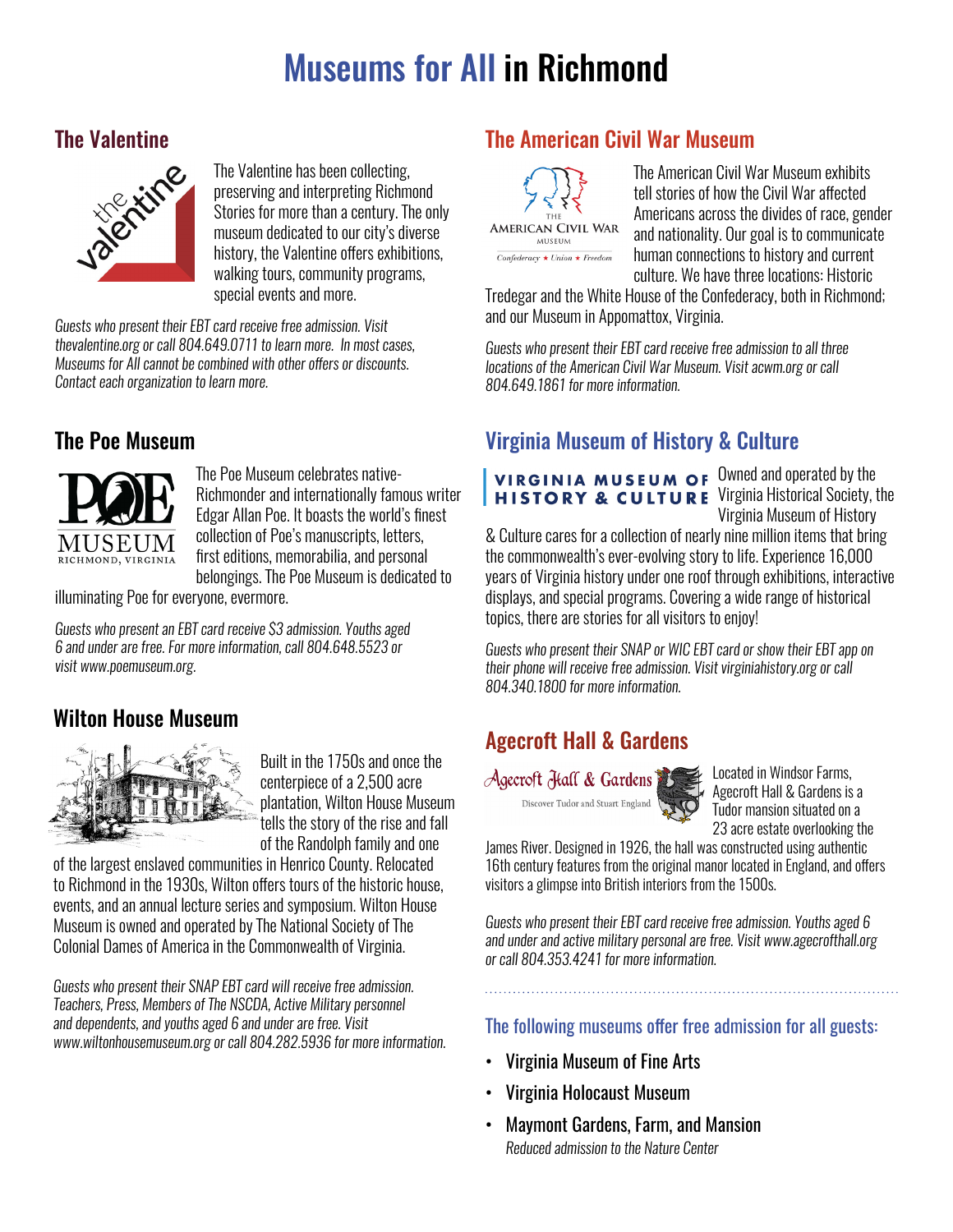# Museums for All in Richmond

## The Valentine

The Valentine has been collecting, preserving and interpreting Richmond Stories for more than a century. The only museum dedicated to our city's diverse history, the Valentine offers exhibitions, walking tours, community programs, special events and more.

*Guests who present their EBT card receive free admission. Visit thevalentine.org or call 804.649.0711 to learn more. In most cases, Museums for All cannot be combined with other offers or discounts. Contact each organization to learn more.*

## The Poe Museum

The Poe Museum celebrates native-Richmonder and internationally famous writer Edgar Allan Poe. It boasts the world's finest collection of Poe's manuscripts, letters, first editions, memorabilia, and personal belongings. The Poe Museum is dedicated to illuminating Poe for everyone, evermore.

*Guests who present an EBT card receive $3 admission. Youths aged 6 and under are free. For more information, call 804.648.5523 or visit www.poemuseum.org.*

## Wilton House Museum

Built in the 1750s and once the centerpiece of a 2,500 acre plantation, Wilton House Museum tells the story of the rise and fall of the Randolph family and one of the largest enslaved communities in Henrico County. Relocated to Richmond in the 1930s, Wilton offers tours of the historic house, events, and an annual lecture series and symposium. Wilton House Museum is owned and operated by The National Society of The Colonial Dames of America in the Commonwealth of Virginia.

*Guests who present their SNAP EBT card will receive free admission. Teachers, Press, Members of The NSCDA, Active Military personnel and dependents, and youths aged 6 and under are free. Visit www.wiltonhousemuseum.org or call 804.282.5936 for more information.*

## The American Civil War Museum

The American Civil War Museum exhibits tell stories of how the Civil War affected Americans across the divides of race, gender and nationality. Our goal is to communicate human connections to history and current culture. We have three locations: Historic Tredegar and the White House of the Confederacy, both in Richmond; and our Museum in Appomattox, Virginia.

*Guests who present their EBT card receive free admission to all three locations of the American Civil War Museum. Visit acwm.org or call 804.649.1861 for more information.*

## Virginia Museum of History & Culture

Owned and operated by the Virginia Historical Society, the Virginia Museum of History & Culture cares for a collection of nearly nine million items that bring the commonwealth's ever-evolving story to life. Experience 16,000 years of Virginia history under one roof through exhibitions, interactive displays, and special programs. Covering a wide range of historical topics, there are stories for all visitors to enjoy!

*Guests who present their SNAP or WIC EBT card or show their EBT app on their phone will receive free admission. Visit virginiahistory.org or call 804.340.1800 for more information.*

## Agecroft Hall & Gardens

Located in Windsor Farms, Agecroft Hall & Gardens is a Tudor mansion situated on a 23 acre estate overlooking the James River. Designed in 1926, the hall was constructed using authentic 16th century features from the original manor located in England, and offers visitors a glimpse into British interiors from the 1500s.

*Guests who present their EBT card receive free admission. Youths aged 6 and under and active military personal are free. Visit www.agecrofthall.org or call 804.353.4241 for more information.*

### The following museums offer free admission for all guests:

- Virginia Museum of Fine Arts
- Virginia Holocaust Museum
- Maymont Gardens, Farm, and Mansion
  *Reduced admission to the Nature Center*